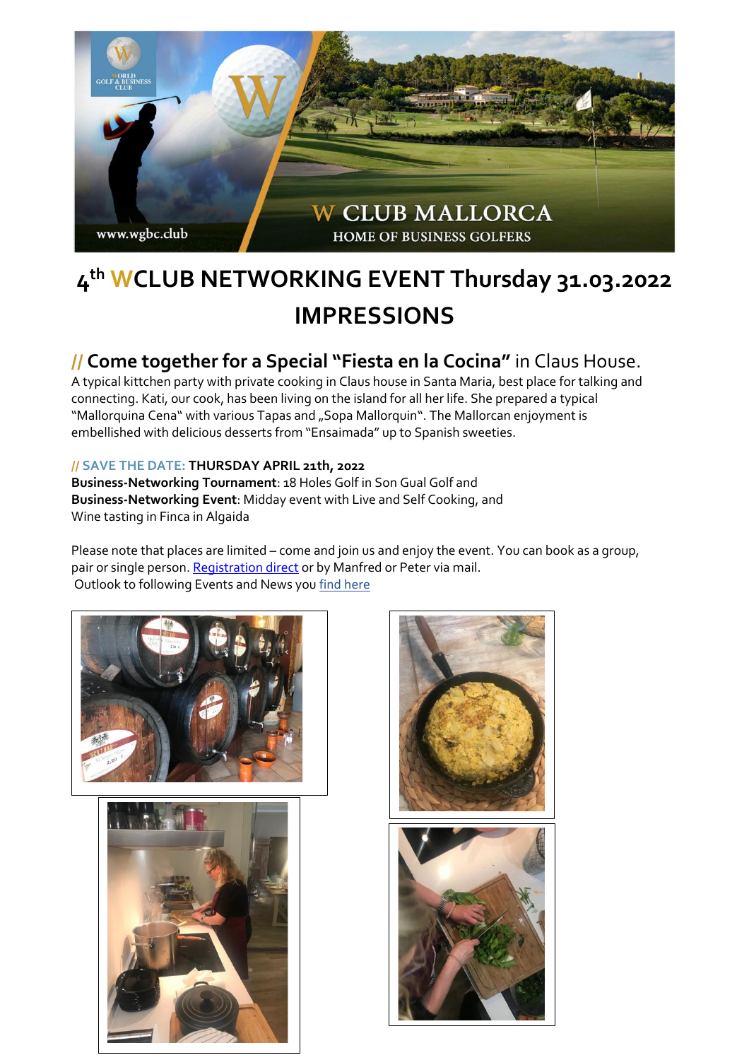W CLUB MALLORCA

HOME OF BUSINESS GOLFERS

www.wgbc.club

# 4th WCLUB NETWORKING EVENT Thursday 31.03.2022 IMPRESSIONS

## // Come together for a Special "Fiesta en la Cocina" in Claus House.

A typical kittchen party with private cooking in Claus house in Santa Maria, best place for talking and connecting. Kati, our cook, has been living on the island for all her life. She prepared a typical "Mallorquina Cena" with various Tapas and „Sopa Mallorquin". The Mallorcan enjoyment is embellished with delicious desserts from "Ensaimada" up to Spanish sweeties.

**// SAVE THE DATE: THURSDAY APRIL 21th, 2022**

**Business-Networking Tournament**: 18 Holes Golf in Son Gual Golf and
**Business-Networking Event**: Midday event with Live and Self Cooking, and Wine tasting in Finca in Algaida

Please note that places are limited – come and join us and enjoy the event. You can book as a group, pair or single person. Registration direct or by Manfred or Peter via mail.
Outlook to following Events and News you find here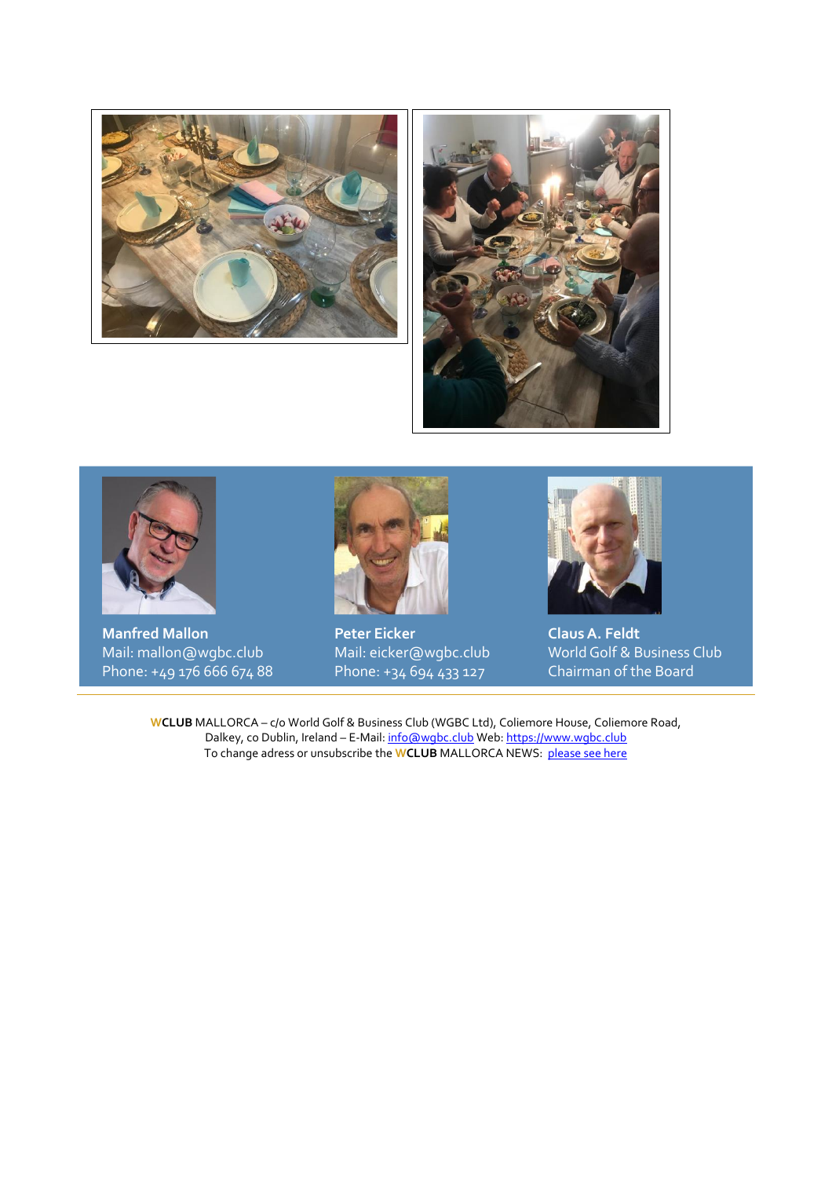**Manfred Mallon**
Mail: mallon@wgbc.club
Phone: +49 176 666 674 88

**Peter Eicker**
Mail: eicker@wgbc.club
Phone: +34 694 433 127

**Claus A. Feldt**
World Golf & Business Club
Chairman of the Board

---

**WCLUB** MALLORCA – c/o World Golf & Business Club (WGBC Ltd), Coliemore House, Coliemore Road, Dalkey, co Dublin, Ireland – E-Mail: info@wgbc.club Web: https://www.wgbc.club
To change adress or unsubscribe the **WCLUB** MALLORCA NEWS: please see here